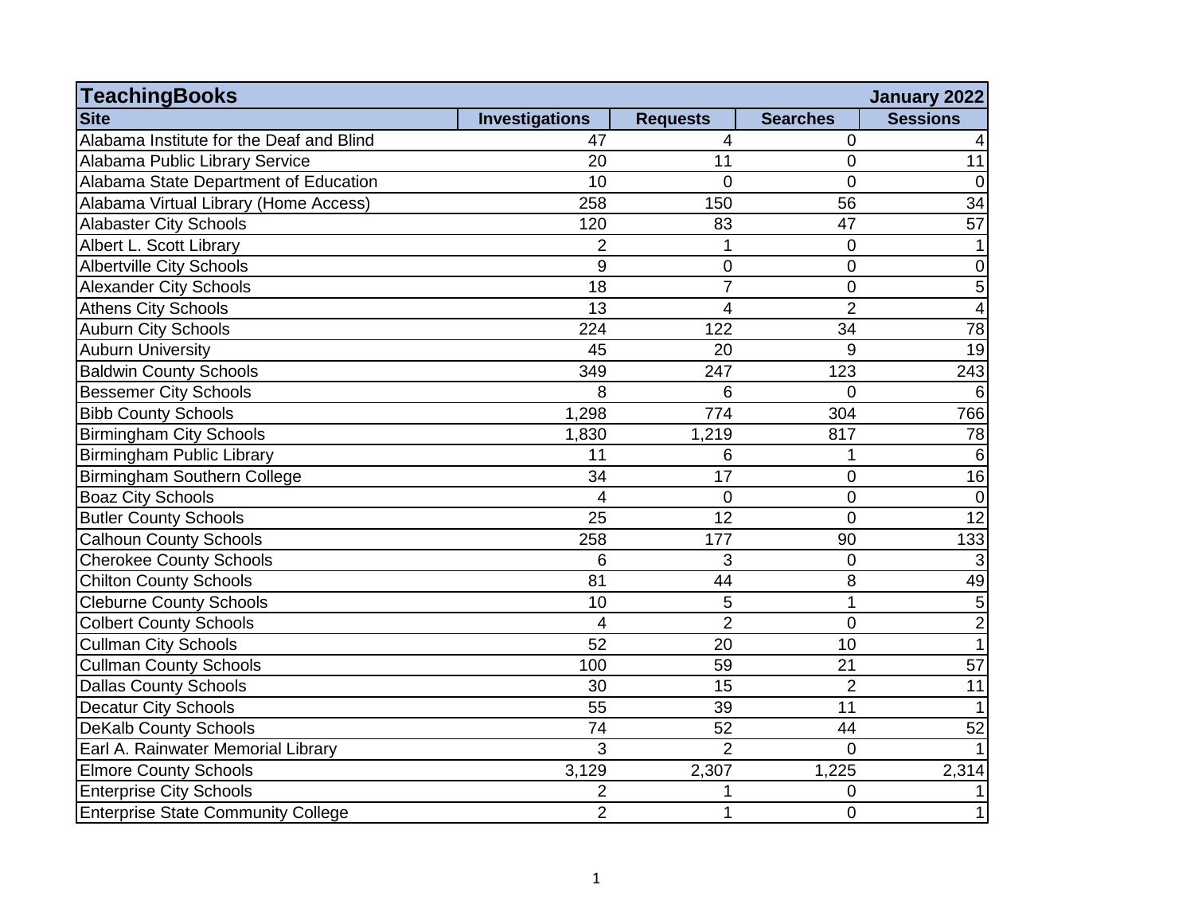| TeachingBooks | | | | January 2022 |
|---|---|---|---|---|
| **Site** | **Investigations** | **Requests** | **Searches** | **Sessions** |
| Alabama Institute for the Deaf and Blind | 47 | 4 | 0 | 4 |
| Alabama Public Library Service | 20 | 11 | 0 | 11 |
| Alabama State Department of Education | 10 | 0 | 0 | 0 |
| Alabama Virtual Library (Home Access) | 258 | 150 | 56 | 34 |
| Alabaster City Schools | 120 | 83 | 47 | 57 |
| Albert L. Scott Library | 2 | 1 | 0 | 1 |
| Albertville City Schools | 9 | 0 | 0 | 0 |
| Alexander City Schools | 18 | 7 | 0 | 5 |
| Athens City Schools | 13 | 4 | 2 | 4 |
| Auburn City Schools | 224 | 122 | 34 | 78 |
| Auburn University | 45 | 20 | 9 | 19 |
| Baldwin County Schools | 349 | 247 | 123 | 243 |
| Bessemer City Schools | 8 | 6 | 0 | 6 |
| Bibb County Schools | 1,298 | 774 | 304 | 766 |
| Birmingham City Schools | 1,830 | 1,219 | 817 | 78 |
| Birmingham Public Library | 11 | 6 | 1 | 6 |
| Birmingham Southern College | 34 | 17 | 0 | 16 |
| Boaz City Schools | 4 | 0 | 0 | 0 |
| Butler County Schools | 25 | 12 | 0 | 12 |
| Calhoun County Schools | 258 | 177 | 90 | 133 |
| Cherokee County Schools | 6 | 3 | 0 | 3 |
| Chilton County Schools | 81 | 44 | 8 | 49 |
| Cleburne County Schools | 10 | 5 | 1 | 5 |
| Colbert County Schools | 4 | 2 | 0 | 2 |
| Cullman City Schools | 52 | 20 | 10 | 1 |
| Cullman County Schools | 100 | 59 | 21 | 57 |
| Dallas County Schools | 30 | 15 | 2 | 11 |
| Decatur City Schools | 55 | 39 | 11 | 1 |
| DeKalb County Schools | 74 | 52 | 44 | 52 |
| Earl A. Rainwater Memorial Library | 3 | 2 | 0 | 1 |
| Elmore County Schools | 3,129 | 2,307 | 1,225 | 2,314 |
| Enterprise City Schools | 2 | 1 | 0 | 1 |
| Enterprise State Community College | 2 | 1 | 0 | 1 |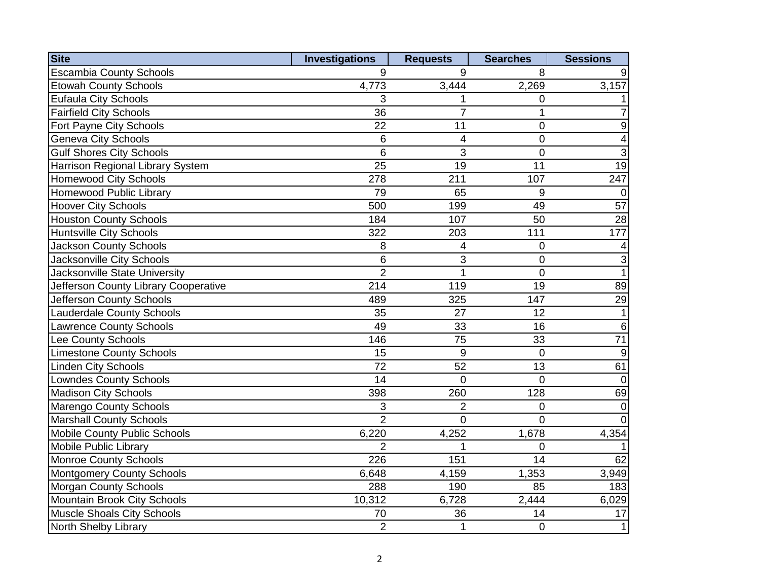| Site | Investigations | Requests | Searches | Sessions |
|---|---|---|---|---|
| Escambia County Schools | 9 | 9 | 8 | 9 |
| Etowah County Schools | 4,773 | 3,444 | 2,269 | 3,157 |
| Eufaula City Schools | 3 | 1 | 0 | 1 |
| Fairfield City Schools | 36 | 7 | 1 | 7 |
| Fort Payne City Schools | 22 | 11 | 0 | 9 |
| Geneva City Schools | 6 | 4 | 0 | 4 |
| Gulf Shores City Schools | 6 | 3 | 0 | 3 |
| Harrison Regional Library System | 25 | 19 | 11 | 19 |
| Homewood City Schools | 278 | 211 | 107 | 247 |
| Homewood Public Library | 79 | 65 | 9 | 0 |
| Hoover City Schools | 500 | 199 | 49 | 57 |
| Houston County Schools | 184 | 107 | 50 | 28 |
| Huntsville City Schools | 322 | 203 | 111 | 177 |
| Jackson County Schools | 8 | 4 | 0 | 4 |
| Jacksonville City Schools | 6 | 3 | 0 | 3 |
| Jacksonville State University | 2 | 1 | 0 | 1 |
| Jefferson County Library Cooperative | 214 | 119 | 19 | 89 |
| Jefferson County Schools | 489 | 325 | 147 | 29 |
| Lauderdale County Schools | 35 | 27 | 12 | 1 |
| Lawrence County Schools | 49 | 33 | 16 | 6 |
| Lee County Schools | 146 | 75 | 33 | 71 |
| Limestone County Schools | 15 | 9 | 0 | 9 |
| Linden City Schools | 72 | 52 | 13 | 61 |
| Lowndes County Schools | 14 | 0 | 0 | 0 |
| Madison City Schools | 398 | 260 | 128 | 69 |
| Marengo County Schools | 3 | 2 | 0 | 0 |
| Marshall County Schools | 2 | 0 | 0 | 0 |
| Mobile County Public Schools | 6,220 | 4,252 | 1,678 | 4,354 |
| Mobile Public Library | 2 | 1 | 0 | 1 |
| Monroe County Schools | 226 | 151 | 14 | 62 |
| Montgomery County Schools | 6,648 | 4,159 | 1,353 | 3,949 |
| Morgan County Schools | 288 | 190 | 85 | 183 |
| Mountain Brook City Schools | 10,312 | 6,728 | 2,444 | 6,029 |
| Muscle Shoals City Schools | 70 | 36 | 14 | 17 |
| North Shelby Library | 2 | 1 | 0 | 1 |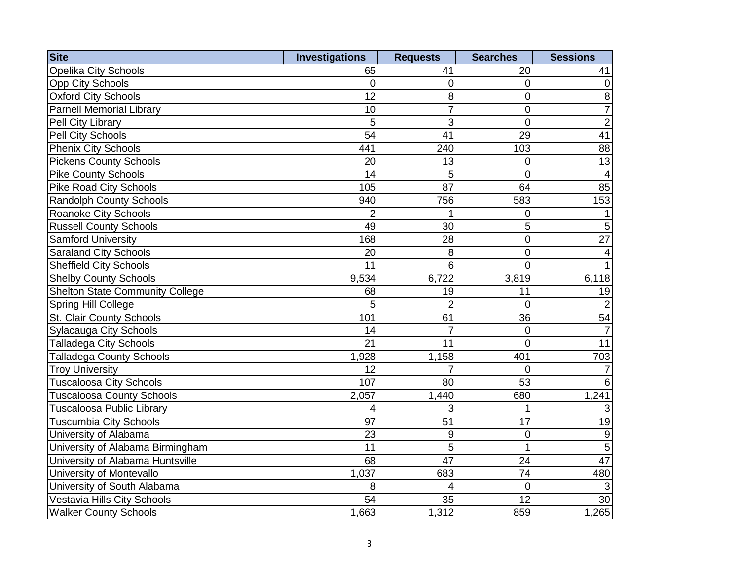| Site | Investigations | Requests | Searches | Sessions |
| --- | --- | --- | --- | --- |
| Opelika City Schools | 65 | 41 | 20 | 41 |
| Opp City Schools | 0 | 0 | 0 | 0 |
| Oxford City Schools | 12 | 8 | 0 | 8 |
| Parnell Memorial Library | 10 | 7 | 0 | 7 |
| Pell City Library | 5 | 3 | 0 | 2 |
| Pell City Schools | 54 | 41 | 29 | 41 |
| Phenix City Schools | 441 | 240 | 103 | 88 |
| Pickens County Schools | 20 | 13 | 0 | 13 |
| Pike County Schools | 14 | 5 | 0 | 4 |
| Pike Road City Schools | 105 | 87 | 64 | 85 |
| Randolph County Schools | 940 | 756 | 583 | 153 |
| Roanoke City Schools | 2 | 1 | 0 | 1 |
| Russell County Schools | 49 | 30 | 5 | 5 |
| Samford University | 168 | 28 | 0 | 27 |
| Saraland City Schools | 20 | 8 | 0 | 4 |
| Sheffield City Schools | 11 | 6 | 0 | 1 |
| Shelby County Schools | 9,534 | 6,722 | 3,819 | 6,118 |
| Shelton State Community College | 68 | 19 | 11 | 19 |
| Spring Hill College | 5 | 2 | 0 | 2 |
| St. Clair County Schools | 101 | 61 | 36 | 54 |
| Sylacauga City Schools | 14 | 7 | 0 | 7 |
| Talladega City Schools | 21 | 11 | 0 | 11 |
| Talladega County Schools | 1,928 | 1,158 | 401 | 703 |
| Troy University | 12 | 7 | 0 | 7 |
| Tuscaloosa City Schools | 107 | 80 | 53 | 6 |
| Tuscaloosa County Schools | 2,057 | 1,440 | 680 | 1,241 |
| Tuscaloosa Public Library | 4 | 3 | 1 | 3 |
| Tuscumbia City Schools | 97 | 51 | 17 | 19 |
| University of Alabama | 23 | 9 | 0 | 9 |
| University of Alabama Birmingham | 11 | 5 | 1 | 5 |
| University of Alabama Huntsville | 68 | 47 | 24 | 47 |
| University of Montevallo | 1,037 | 683 | 74 | 480 |
| University of South Alabama | 8 | 4 | 0 | 3 |
| Vestavia Hills City Schools | 54 | 35 | 12 | 30 |
| Walker County Schools | 1,663 | 1,312 | 859 | 1,265 |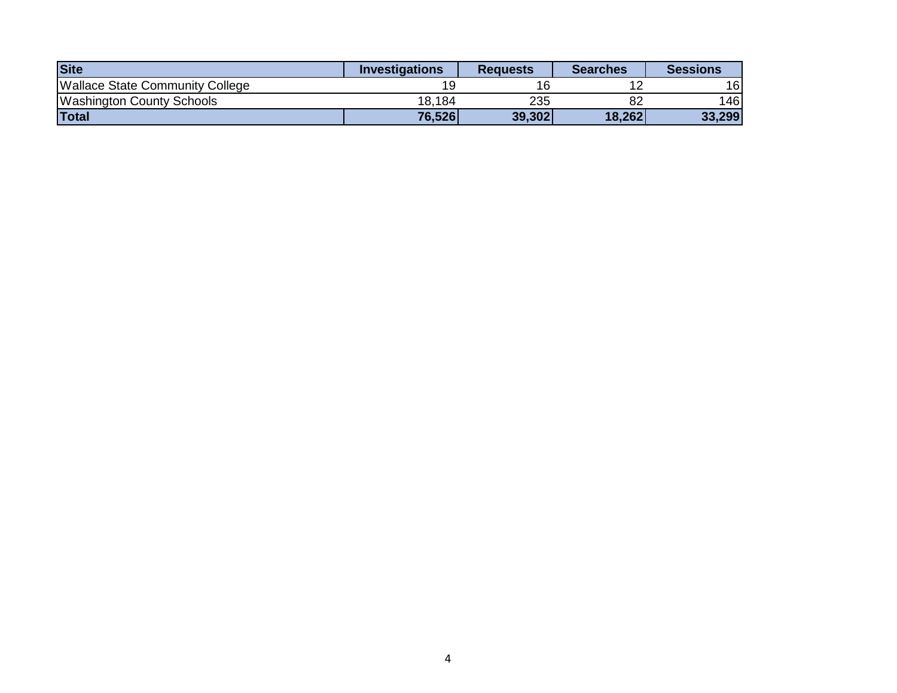| Site | Investigations | Requests | Searches | Sessions |
|---|---|---|---|---|
| Wallace State Community College | 19 | 16 | 12 | 16 |
| Washington County Schools | 18,184 | 235 | 82 | 146 |
| **Total** | **76,526** | **39,302** | **18,262** | **33,299** |